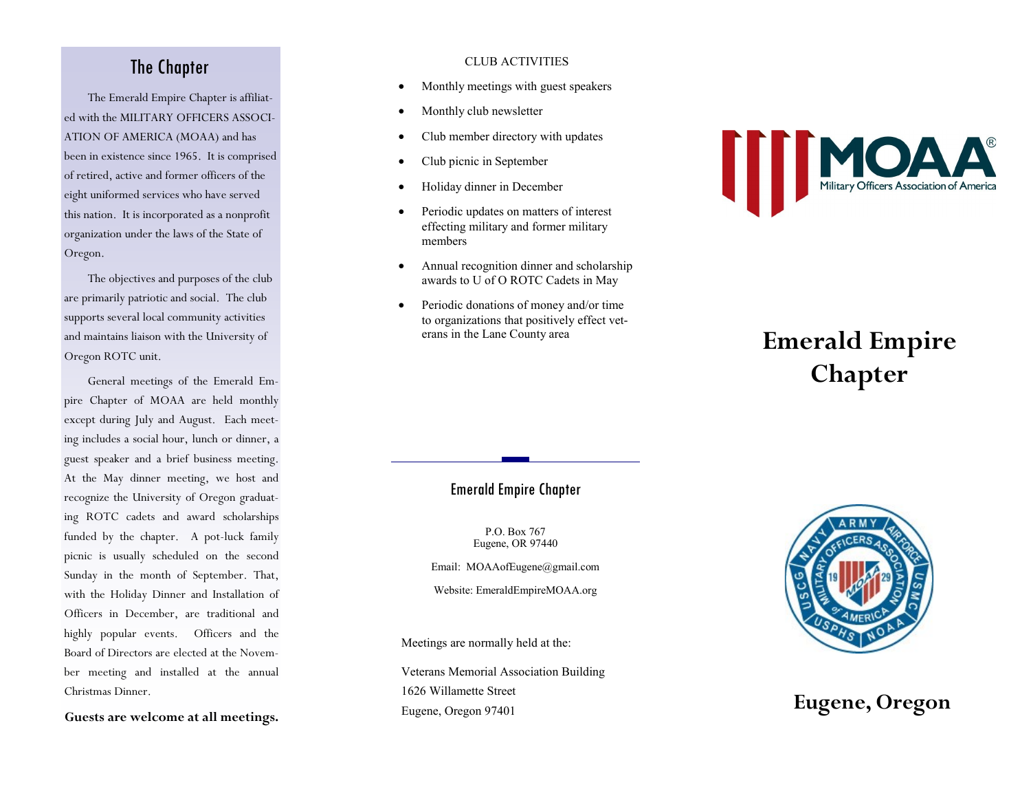## The Chapter

The Emerald Empire Chapter is affiliated with the MILITARY OFFICERS ASSOCIATION OF AMERICA (MOAA) and has been in existence since 1965. It is comprised of retired, active and former officers of the eight uniformed services who have served this nation. It is incorporated as a nonprofit organization under the laws of the State of Oregon.

The objectives and purposes of the club are primarily patriotic and social. The club supports several local community activities and maintains liaison with the University of Oregon ROTC unit.

General meetings of the Emerald Empire Chapter of MOAA are held monthly except during July and August. Each meeting includes a social hour, lunch or dinner, a guest speaker and a brief business meeting. At the May dinner meeting, we host and recognize the University of Oregon graduating ROTC cadets and award scholarships funded by the chapter. A pot-luck family picnic is usually scheduled on the second Sunday in the month of September. That, with the Holiday Dinner and Installation of Officers in December, are traditional and highly popular events. Officers and the Board of Directors are elected at the November meeting and installed at the annual Christmas Dinner.

**Guests are welcome at all meetings.**

CLUB ACTIVITIES

- Monthly meetings with guest speakers
- Monthly club newsletter
- Club member directory with updates
- Club picnic in September
- Holiday dinner in December
- Periodic updates on matters of interest effecting military and former military members
- Annual recognition dinner and scholarship awards to U of O ROTC Cadets in May
- Periodic donations of money and/or time to organizations that positively effect veterans in the Lane County area

### Emerald Empire Chapter

P.O. Box 767
Eugene, OR 97440

Email: MOAAofEugene@gmail.com

Website: EmeraldEmpireMOAA.org

Meetings are normally held at the:

Veterans Memorial Association Building
1626 Willamette Street
Eugene, Oregon 97401

MOAA®
Military Officers Association of America

# Emerald Empire Chapter

## Eugene, Oregon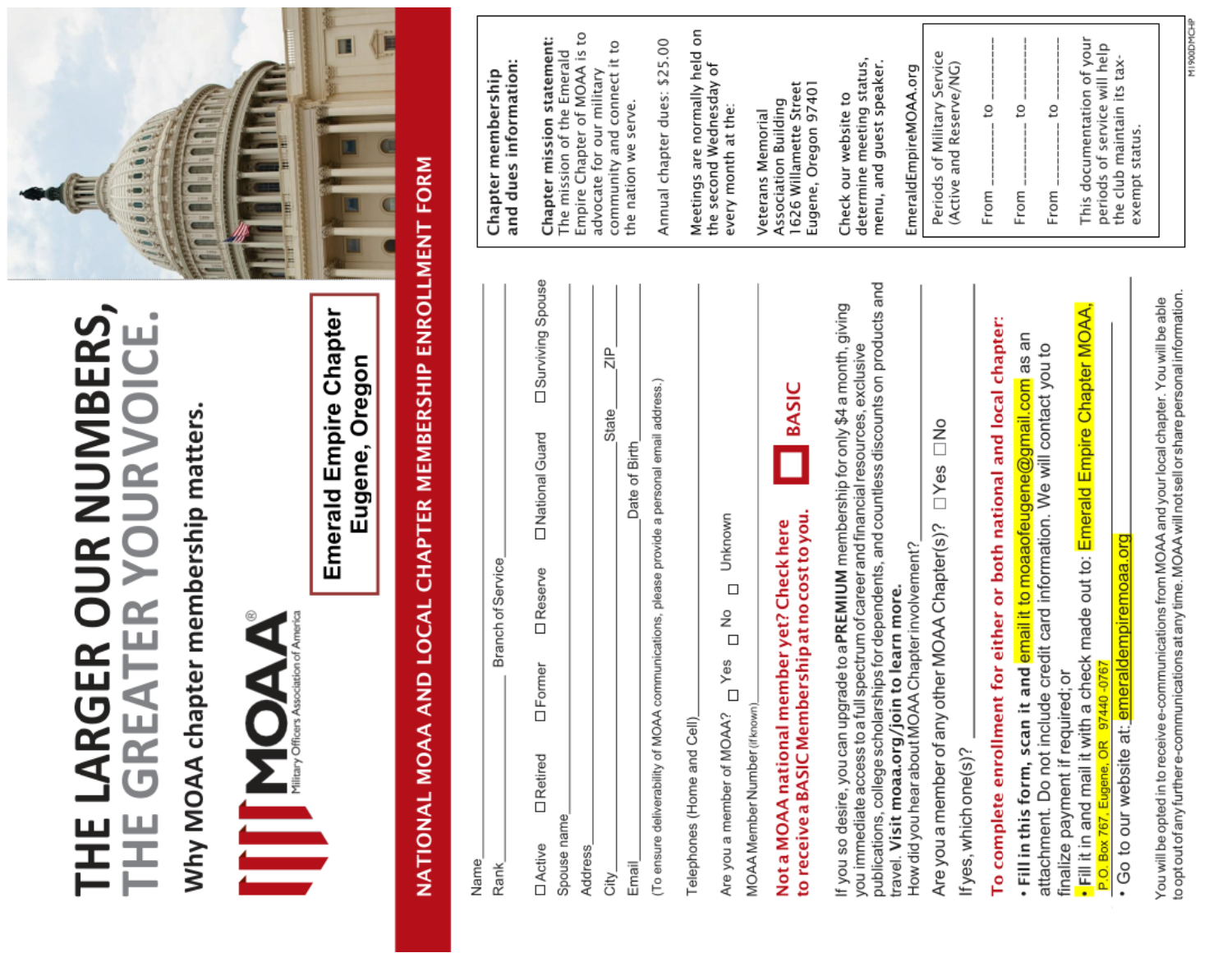# THE LARGER OUR NUMBERS, THE GREATER YOUR VOICE.

## Why MOAA chapter membership matters.

MOAA®
Military Officers Association of America

**Emerald Empire Chapter
Eugene, Oregon**

## NATIONAL MOAA AND LOCAL CHAPTER MEMBERSHIP ENROLLMENT FORM

Name ___________________________________________

Rank ____________________ Branch of Service ____________________

☐ Active ☐ Retired ☐ Former ☐ Reserve ☐ National Guard ☐ Surviving Spouse

Spouse name ___________________________________________

Address ___________________________________________

City ____________________ State ______ ZIP ________

Email ____________________ Date of Birth ____________________

(To ensure deliverability of MOAA communications, please provide a personal email address.)

Telephones (Home and Cell) ___________________________________________

Are you a member of MOAA? ☐ Yes ☐ No ☐ Unknown

MOAA Member Number (if known) ___________________________________________

**Not a MOAA national member yet? Check here to receive a BASIC Membership at no cost to you.** ☐ **BASIC**

If you so desire, you can upgrade to a **PREMIUM** membership for only $4 a month, giving you immediate access to a full spectrum of career and financial resources, exclusive publications, college scholarships for dependents, and countless discounts on products and travel. **Visit moaa.org/join to learn more.**

How did you hear about MOAA Chapter involvement? ____________________

Are you a member of any other MOAA Chapter(s)? ☐ Yes ☐ No

If yes, which one(s)? ____________________

**To complete enrollment for either or both national and local chapter:**

- **Fill in this form, scan it and** email it to moaaofeugene@gmail.com as an attachment. Do not include credit card information. We will contact you to finalize payment if required; or
- Fill it in and mail it with a check made out to: Emerald Empire Chapter MOAA, P.O. Box 767, Eugene, OR 97440-0767
- Go to our website at: emeraldempiremoaa.org

You will be opted in to receive e-communications from MOAA and your local chapter. You will be able to opt out of any further e-communications at any time. MOAA will not sell or share personal information.

### Chapter membership and dues information:

**Chapter mission statement:** The mission of the Emerald Empire Chapter of MOAA is to advocate for our military community and connect it to the nation we serve.

Annual chapter dues: $25.00

Meetings are normally held on the second Wednesday of every month at the:

Veterans Memorial Association Building
1626 Willamette Street
Eugene, Oregon 97401

Check our website to determine meeting status, menu, and guest speaker.

EmeraldEmpireMOAA.org

Periods of Military Service (Active and Reserve/NG)

From ____________ to ____________

From ____________ to ____________

From ____________ to ____________

This documentation of your periods of service will help the club maintain its tax-exempt status.

M1900DMCHP